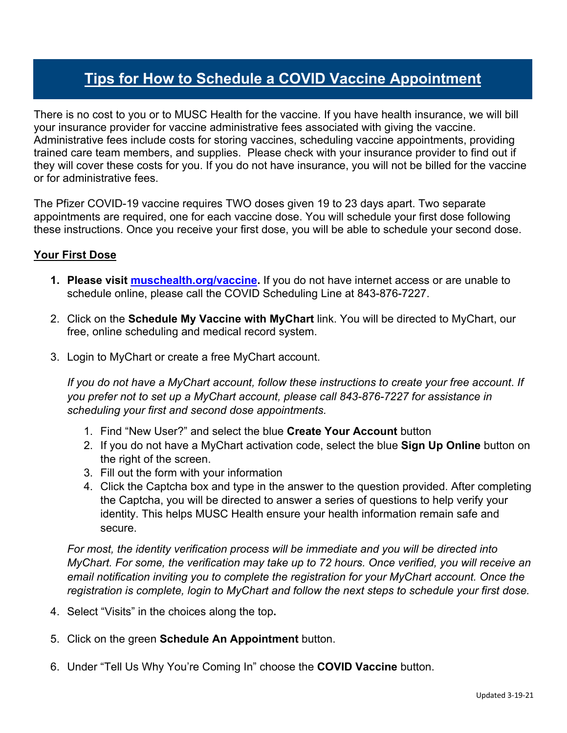# Tips for How to Schedule a COVID Vaccine Appointment

There is no cost to you or to MUSC Health for the vaccine. If you have health insurance, we will bill your insurance provider for vaccine administrative fees associated with giving the vaccine. Administrative fees include costs for storing vaccines, scheduling vaccine appointments, providing trained care team members, and supplies. Please check with your insurance provider to find out if they will cover these costs for you. If you do not have insurance, you will not be billed for the vaccine or for administrative fees.

The Pfizer COVID-19 vaccine requires TWO doses given 19 to 23 days apart. Two separate appointments are required, one for each vaccine dose. You will schedule your first dose following these instructions. Once you receive your first dose, you will be able to schedule your second dose.

## Your First Dose

1. **Please visit [muschealth.org/vaccine](muschealth.org/vaccine).** If you do not have internet access or are unable to schedule online, please call the COVID Scheduling Line at 843-876-7227.

2. Click on the **Schedule My Vaccine with MyChart** link. You will be directed to MyChart, our free, online scheduling and medical record system.

3. Login to MyChart or create a free MyChart account.

   *If you do not have a MyChart account, follow these instructions to create your free account. If you prefer not to set up a MyChart account, please call 843-876-7227 for assistance in scheduling your first and second dose appointments.*

   1. Find "New User?" and select the blue **Create Your Account** button
   2. If you do not have a MyChart activation code, select the blue **Sign Up Online** button on the right of the screen.
   3. Fill out the form with your information
   4. Click the Captcha box and type in the answer to the question provided. After completing the Captcha, you will be directed to answer a series of questions to help verify your identity. This helps MUSC Health ensure your health information remain safe and secure.

   *For most, the identity verification process will be immediate and you will be directed into MyChart. For some, the verification may take up to 72 hours. Once verified, you will receive an email notification inviting you to complete the registration for your MyChart account. Once the registration is complete, login to MyChart and follow the next steps to schedule your first dose.*

4. Select "Visits" in the choices along the top.

5. Click on the green **Schedule An Appointment** button.

6. Under "Tell Us Why You're Coming In" choose the **COVID Vaccine** button.

Updated 3-19-21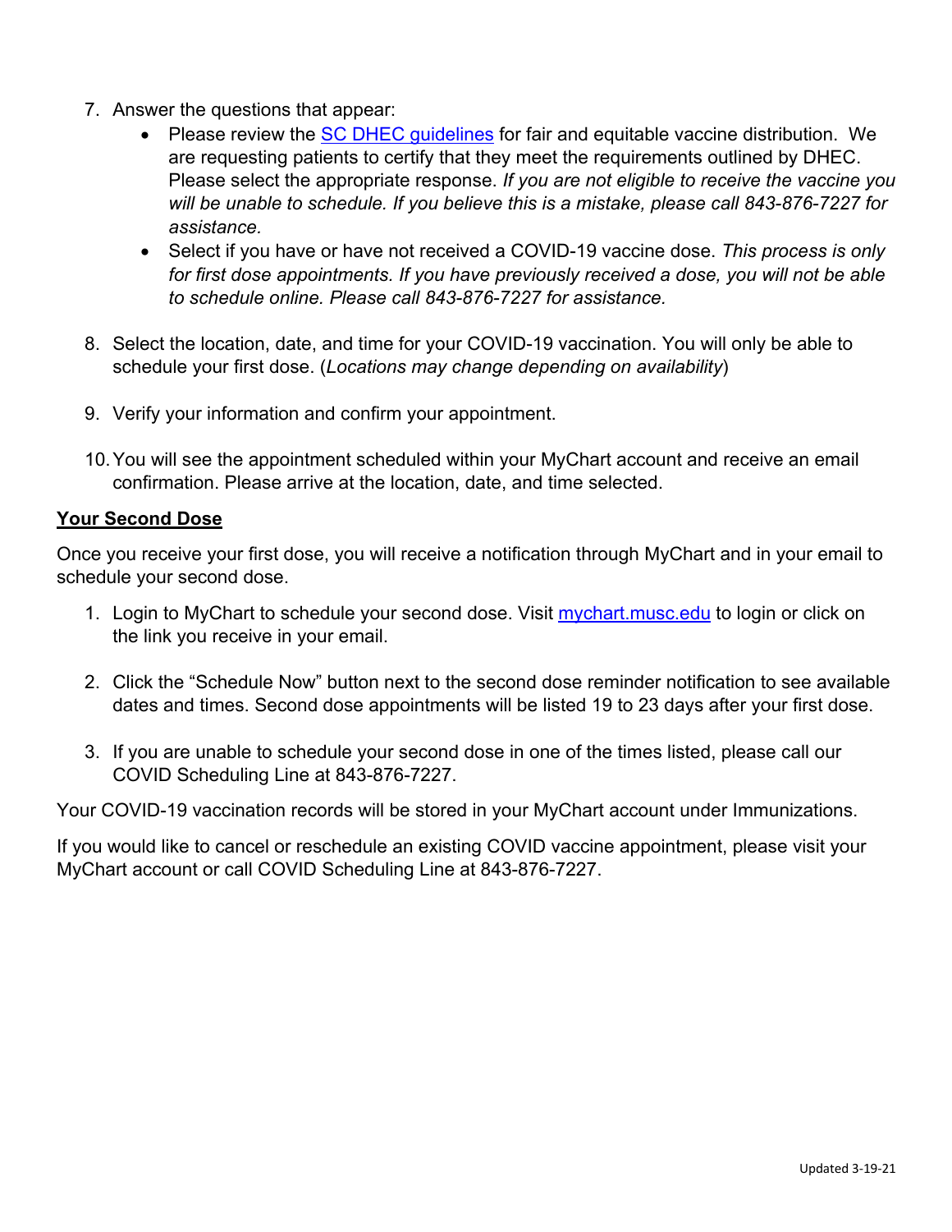7. Answer the questions that appear:
   - Please review the [SC DHEC guidelines]() for fair and equitable vaccine distribution. We are requesting patients to certify that they meet the requirements outlined by DHEC. Please select the appropriate response. *If you are not eligible to receive the vaccine you will be unable to schedule. If you believe this is a mistake, please call 843-876-7227 for assistance.*
   - Select if you have or have not received a COVID-19 vaccine dose. *This process is only for first dose appointments. If you have previously received a dose, you will not be able to schedule online. Please call 843-876-7227 for assistance.*

8. Select the location, date, and time for your COVID-19 vaccination. You will only be able to schedule your first dose. (*Locations may change depending on availability*)

9. Verify your information and confirm your appointment.

10. You will see the appointment scheduled within your MyChart account and receive an email confirmation. Please arrive at the location, date, and time selected.

**<u>Your Second Dose</u>**

Once you receive your first dose, you will receive a notification through MyChart and in your email to schedule your second dose.

1. Login to MyChart to schedule your second dose. Visit mychart.musc.edu to login or click on the link you receive in your email.

2. Click the "Schedule Now" button next to the second dose reminder notification to see available dates and times. Second dose appointments will be listed 19 to 23 days after your first dose.

3. If you are unable to schedule your second dose in one of the times listed, please call our COVID Scheduling Line at 843-876-7227.

Your COVID-19 vaccination records will be stored in your MyChart account under Immunizations.

If you would like to cancel or reschedule an existing COVID vaccine appointment, please visit your MyChart account or call COVID Scheduling Line at 843-876-7227.

Updated 3-19-21